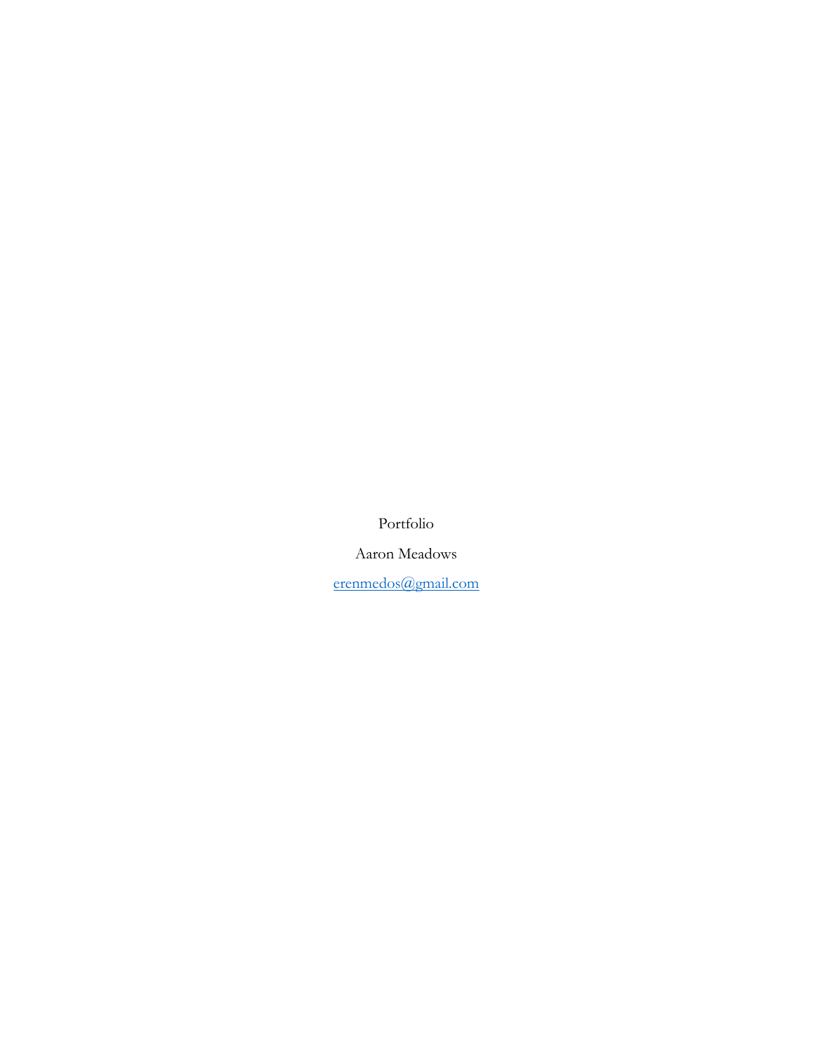Portfolio

Aaron Meadows

erenmedos@gmail.com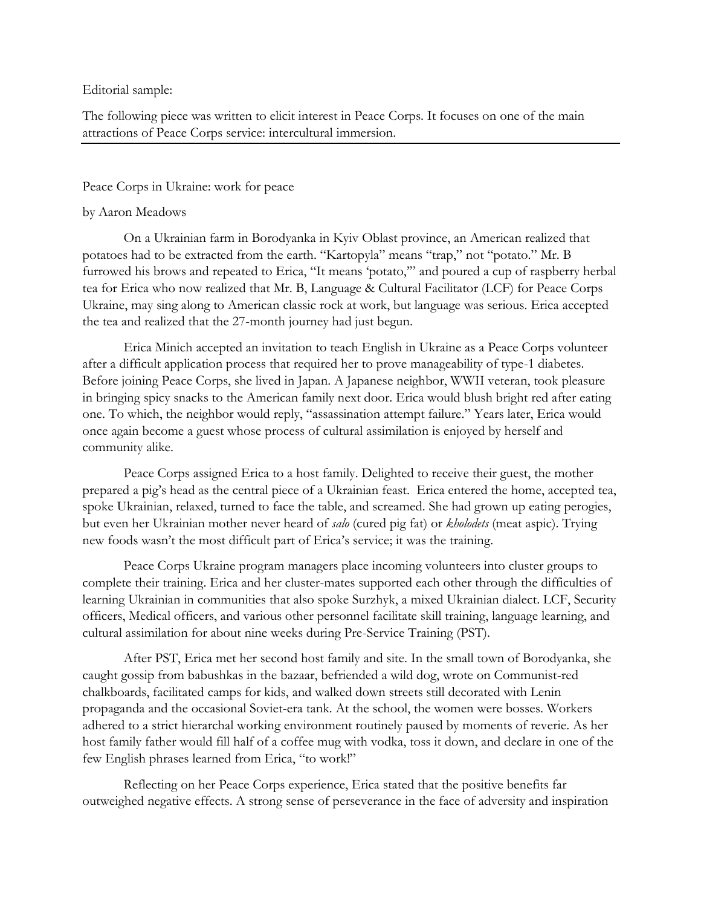Editorial sample:

The following piece was written to elicit interest in Peace Corps. It focuses on one of the main attractions of Peace Corps service: intercultural immersion.

---

Peace Corps in Ukraine: work for peace

by Aaron Meadows

On a Ukrainian farm in Borodyanka in Kyiv Oblast province, an American realized that potatoes had to be extracted from the earth. "Kartopyla" means "trap," not "potato." Mr. B furrowed his brows and repeated to Erica, "It means 'potato,'" and poured a cup of raspberry herbal tea for Erica who now realized that Mr. B, Language & Cultural Facilitator (LCF) for Peace Corps Ukraine, may sing along to American classic rock at work, but language was serious. Erica accepted the tea and realized that the 27-month journey had just begun.

Erica Minich accepted an invitation to teach English in Ukraine as a Peace Corps volunteer after a difficult application process that required her to prove manageability of type-1 diabetes. Before joining Peace Corps, she lived in Japan. A Japanese neighbor, WWII veteran, took pleasure in bringing spicy snacks to the American family next door. Erica would blush bright red after eating one. To which, the neighbor would reply, "assassination attempt failure." Years later, Erica would once again become a guest whose process of cultural assimilation is enjoyed by herself and community alike.

Peace Corps assigned Erica to a host family. Delighted to receive their guest, the mother prepared a pig's head as the central piece of a Ukrainian feast. Erica entered the home, accepted tea, spoke Ukrainian, relaxed, turned to face the table, and screamed. She had grown up eating perogies, but even her Ukrainian mother never heard of *salo* (cured pig fat) or *kholodets* (meat aspic). Trying new foods wasn't the most difficult part of Erica's service; it was the training.

Peace Corps Ukraine program managers place incoming volunteers into cluster groups to complete their training. Erica and her cluster-mates supported each other through the difficulties of learning Ukrainian in communities that also spoke Surzhyk, a mixed Ukrainian dialect. LCF, Security officers, Medical officers, and various other personnel facilitate skill training, language learning, and cultural assimilation for about nine weeks during Pre-Service Training (PST).

After PST, Erica met her second host family and site. In the small town of Borodyanka, she caught gossip from babushkas in the bazaar, befriended a wild dog, wrote on Communist-red chalkboards, facilitated camps for kids, and walked down streets still decorated with Lenin propaganda and the occasional Soviet-era tank. At the school, the women were bosses. Workers adhered to a strict hierarchal working environment routinely paused by moments of reverie. As her host family father would fill half of a coffee mug with vodka, toss it down, and declare in one of the few English phrases learned from Erica, "to work!"

Reflecting on her Peace Corps experience, Erica stated that the positive benefits far outweighed negative effects. A strong sense of perseverance in the face of adversity and inspiration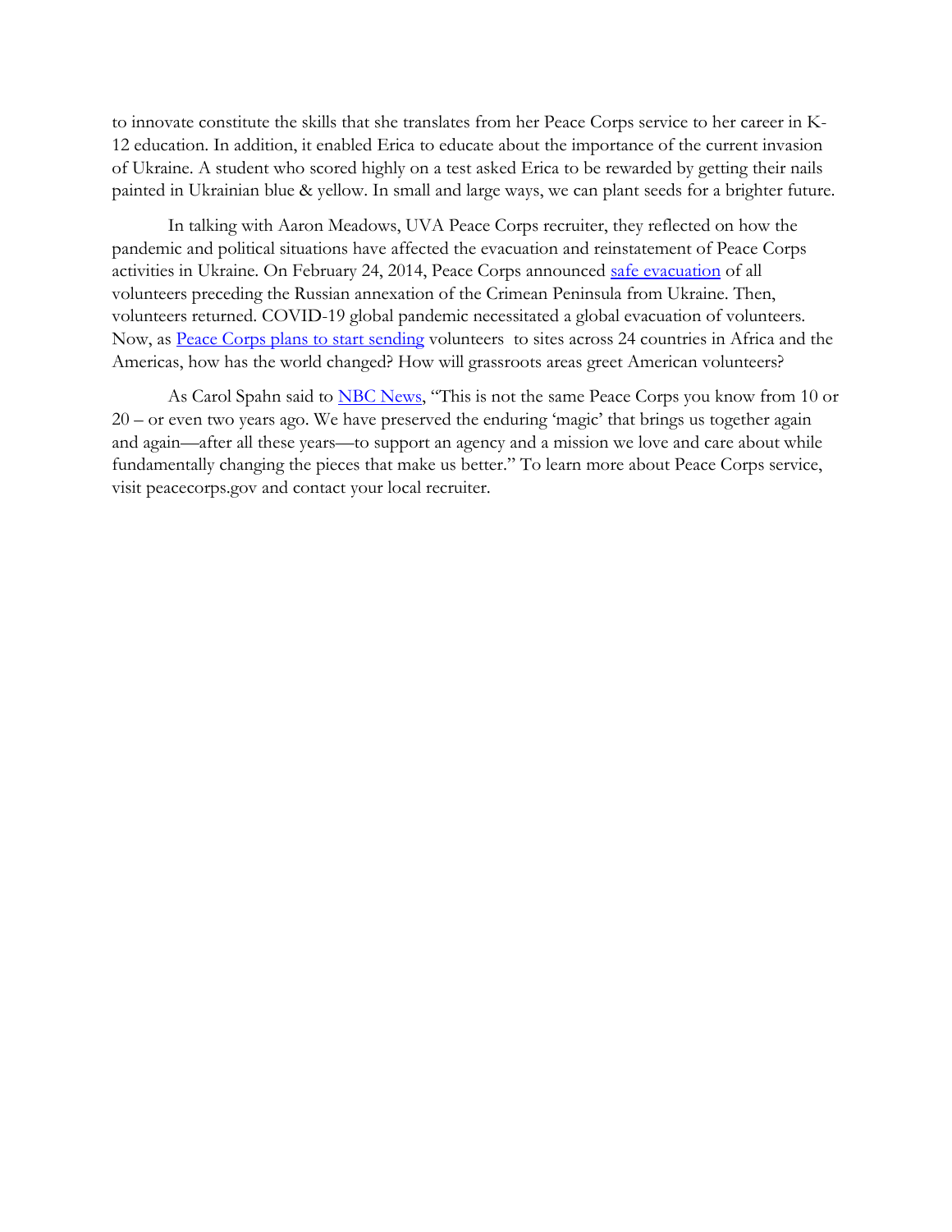to innovate constitute the skills that she translates from her Peace Corps service to her career in K-12 education. In addition, it enabled Erica to educate about the importance of the current invasion of Ukraine. A student who scored highly on a test asked Erica to be rewarded by getting their nails painted in Ukrainian blue & yellow. In small and large ways, we can plant seeds for a brighter future.

In talking with Aaron Meadows, UVA Peace Corps recruiter, they reflected on how the pandemic and political situations have affected the evacuation and reinstatement of Peace Corps activities in Ukraine. On February 24, 2014, Peace Corps announced [safe evacuation] of all volunteers preceding the Russian annexation of the Crimean Peninsula from Ukraine. Then, volunteers returned. COVID-19 global pandemic necessitated a global evacuation of volunteers. Now, as [Peace Corps plans to start sending] volunteers to sites across 24 countries in Africa and the Americas, how has the world changed? How will grassroots areas greet American volunteers?

As Carol Spahn said to [NBC News], "This is not the same Peace Corps you know from 10 or 20 – or even two years ago. We have preserved the enduring 'magic' that brings us together again and again—after all these years—to support an agency and a mission we love and care about while fundamentally changing the pieces that make us better." To learn more about Peace Corps service, visit peacecorps.gov and contact your local recruiter.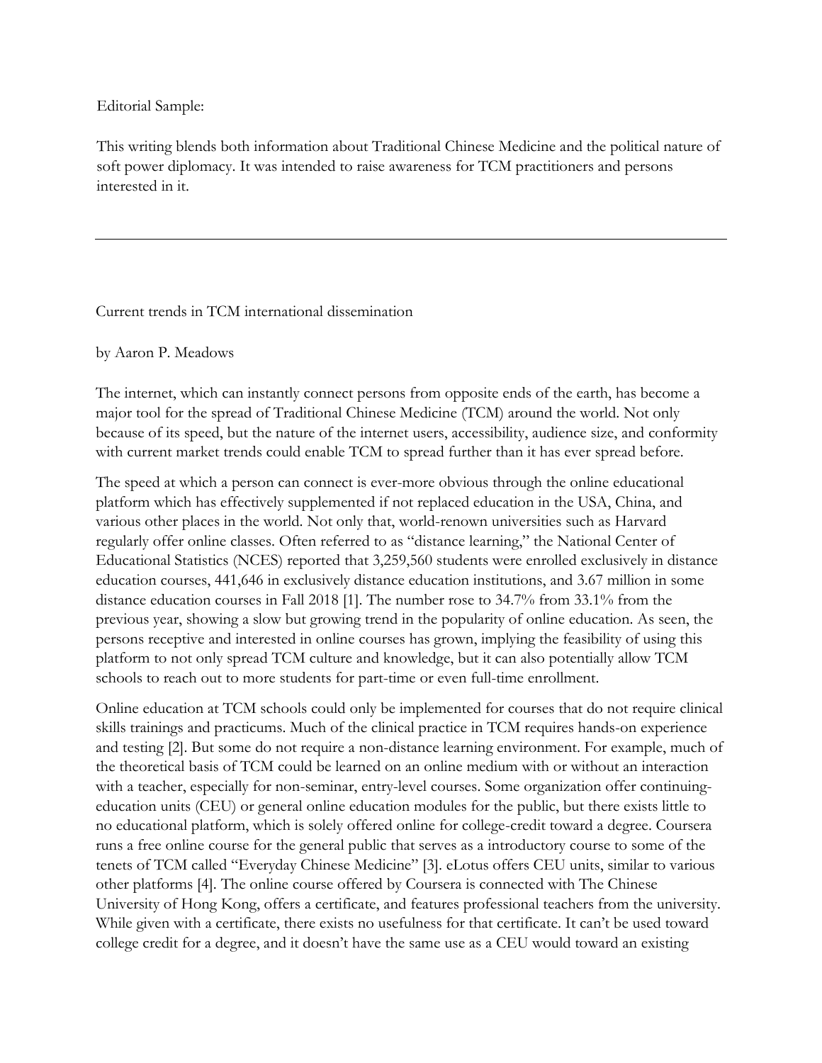Editorial Sample:

This writing blends both information about Traditional Chinese Medicine and the political nature of soft power diplomacy. It was intended to raise awareness for TCM practitioners and persons interested in it.

---

## Current trends in TCM international dissemination

by Aaron P. Meadows

The internet, which can instantly connect persons from opposite ends of the earth, has become a major tool for the spread of Traditional Chinese Medicine (TCM) around the world. Not only because of its speed, but the nature of the internet users, accessibility, audience size, and conformity with current market trends could enable TCM to spread further than it has ever spread before.

The speed at which a person can connect is ever-more obvious through the online educational platform which has effectively supplemented if not replaced education in the USA, China, and various other places in the world. Not only that, world-renown universities such as Harvard regularly offer online classes. Often referred to as "distance learning," the National Center of Educational Statistics (NCES) reported that 3,259,560 students were enrolled exclusively in distance education courses, 441,646 in exclusively distance education institutions, and 3.67 million in some distance education courses in Fall 2018 [1]. The number rose to 34.7% from 33.1% from the previous year, showing a slow but growing trend in the popularity of online education. As seen, the persons receptive and interested in online courses has grown, implying the feasibility of using this platform to not only spread TCM culture and knowledge, but it can also potentially allow TCM schools to reach out to more students for part-time or even full-time enrollment.

Online education at TCM schools could only be implemented for courses that do not require clinical skills trainings and practicums. Much of the clinical practice in TCM requires hands-on experience and testing [2]. But some do not require a non-distance learning environment. For example, much of the theoretical basis of TCM could be learned on an online medium with or without an interaction with a teacher, especially for non-seminar, entry-level courses. Some organization offer continuing-education units (CEU) or general online education modules for the public, but there exists little to no educational platform, which is solely offered online for college-credit toward a degree. Coursera runs a free online course for the general public that serves as a introductory course to some of the tenets of TCM called "Everyday Chinese Medicine" [3]. eLotus offers CEU units, similar to various other platforms [4]. The online course offered by Coursera is connected with The Chinese University of Hong Kong, offers a certificate, and features professional teachers from the university. While given with a certificate, there exists no usefulness for that certificate. It can't be used toward college credit for a degree, and it doesn't have the same use as a CEU would toward an existing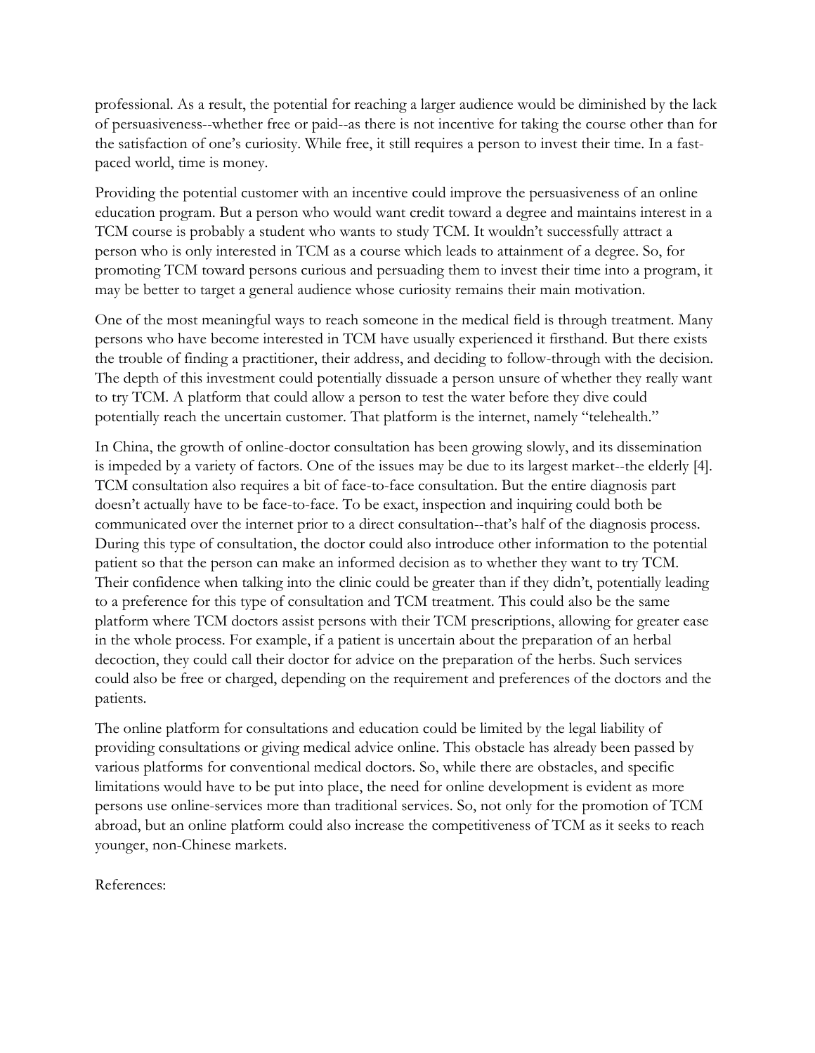professional. As a result, the potential for reaching a larger audience would be diminished by the lack of persuasiveness--whether free or paid--as there is not incentive for taking the course other than for the satisfaction of one's curiosity. While free, it still requires a person to invest their time. In a fast-paced world, time is money.

Providing the potential customer with an incentive could improve the persuasiveness of an online education program. But a person who would want credit toward a degree and maintains interest in a TCM course is probably a student who wants to study TCM. It wouldn't successfully attract a person who is only interested in TCM as a course which leads to attainment of a degree. So, for promoting TCM toward persons curious and persuading them to invest their time into a program, it may be better to target a general audience whose curiosity remains their main motivation.

One of the most meaningful ways to reach someone in the medical field is through treatment. Many persons who have become interested in TCM have usually experienced it firsthand. But there exists the trouble of finding a practitioner, their address, and deciding to follow-through with the decision. The depth of this investment could potentially dissuade a person unsure of whether they really want to try TCM. A platform that could allow a person to test the water before they dive could potentially reach the uncertain customer. That platform is the internet, namely "telehealth."

In China, the growth of online-doctor consultation has been growing slowly, and its dissemination is impeded by a variety of factors. One of the issues may be due to its largest market--the elderly [4]. TCM consultation also requires a bit of face-to-face consultation. But the entire diagnosis part doesn't actually have to be face-to-face. To be exact, inspection and inquiring could both be communicated over the internet prior to a direct consultation--that's half of the diagnosis process. During this type of consultation, the doctor could also introduce other information to the potential patient so that the person can make an informed decision as to whether they want to try TCM. Their confidence when talking into the clinic could be greater than if they didn't, potentially leading to a preference for this type of consultation and TCM treatment. This could also be the same platform where TCM doctors assist persons with their TCM prescriptions, allowing for greater ease in the whole process. For example, if a patient is uncertain about the preparation of an herbal decoction, they could call their doctor for advice on the preparation of the herbs. Such services could also be free or charged, depending on the requirement and preferences of the doctors and the patients.

The online platform for consultations and education could be limited by the legal liability of providing consultations or giving medical advice online. This obstacle has already been passed by various platforms for conventional medical doctors. So, while there are obstacles, and specific limitations would have to be put into place, the need for online development is evident as more persons use online-services more than traditional services. So, not only for the promotion of TCM abroad, but an online platform could also increase the competitiveness of TCM as it seeks to reach younger, non-Chinese markets.

References: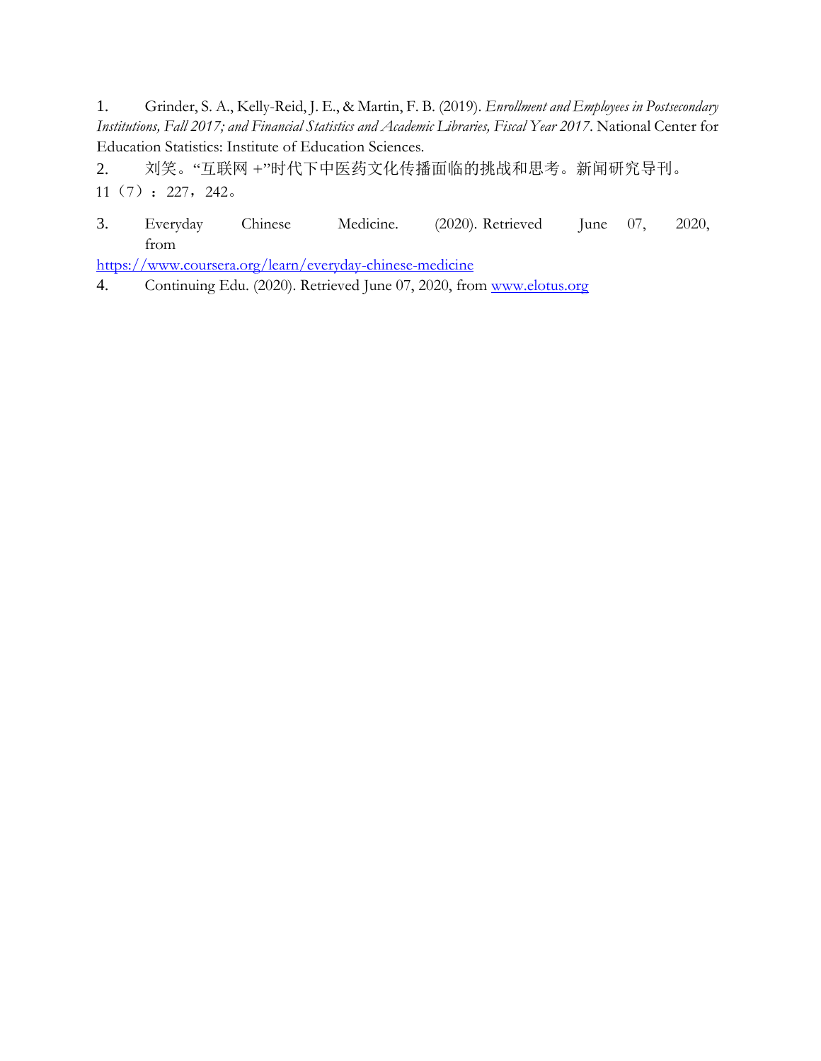1. Grinder, S. A., Kelly-Reid, J. E., & Martin, F. B. (2019). *Enrollment and Employees in Postsecondary Institutions, Fall 2017; and Financial Statistics and Academic Libraries, Fiscal Year 2017*. National Center for Education Statistics: Institute of Education Sciences.
2. 刘笑。“互联网 +”时代下中医药文化传播面临的挑战和思考。新闻研究导刊。11（7）：227，242。
3. Everyday Chinese Medicine. (2020). Retrieved June 07, 2020, from https://www.coursera.org/learn/everyday-chinese-medicine
4. Continuing Edu. (2020). Retrieved June 07, 2020, from www.elotus.org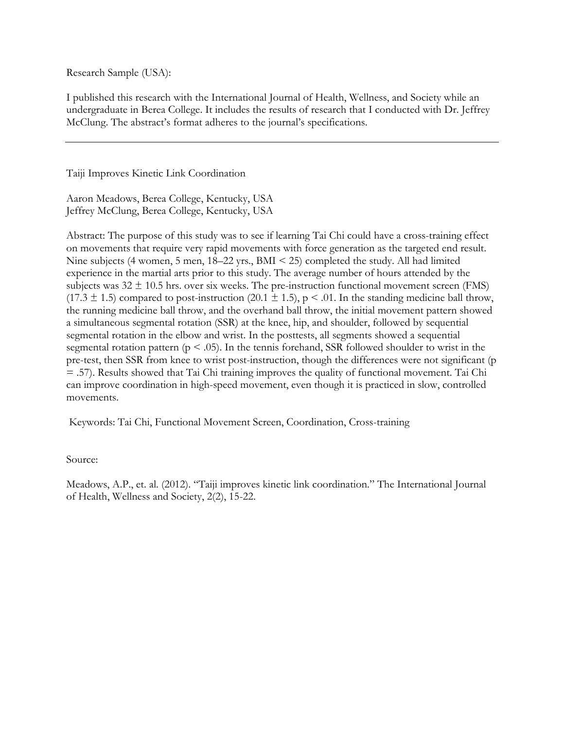Research Sample (USA):

I published this research with the International Journal of Health, Wellness, and Society while an undergraduate in Berea College. It includes the results of research that I conducted with Dr. Jeffrey McClung. The abstract's format adheres to the journal's specifications.

---

Taiji Improves Kinetic Link Coordination

Aaron Meadows, Berea College, Kentucky, USA
Jeffrey McClung, Berea College, Kentucky, USA

Abstract: The purpose of this study was to see if learning Tai Chi could have a cross-training effect on movements that require very rapid movements with force generation as the targeted end result. Nine subjects (4 women, 5 men, 18–22 yrs., BMI < 25) completed the study. All had limited experience in the martial arts prior to this study. The average number of hours attended by the subjects was $32 \pm 10.5$ hrs. over six weeks. The pre-instruction functional movement screen (FMS) ($17.3 \pm 1.5$) compared to post-instruction ($20.1 \pm 1.5$), $p < .01$. In the standing medicine ball throw, the running medicine ball throw, and the overhand ball throw, the initial movement pattern showed a simultaneous segmental rotation (SSR) at the knee, hip, and shoulder, followed by sequential segmental rotation in the elbow and wrist. In the posttests, all segments showed a sequential segmental rotation pattern ($p < .05$). In the tennis forehand, SSR followed shoulder to wrist in the pre-test, then SSR from knee to wrist post-instruction, though the differences were not significant ($p = .57$). Results showed that Tai Chi training improves the quality of functional movement. Tai Chi can improve coordination in high-speed movement, even though it is practiced in slow, controlled movements.

Keywords: Tai Chi, Functional Movement Screen, Coordination, Cross-training

Source:

Meadows, A.P., et. al. (2012). "Taiji improves kinetic link coordination." The International Journal of Health, Wellness and Society, 2(2), 15-22.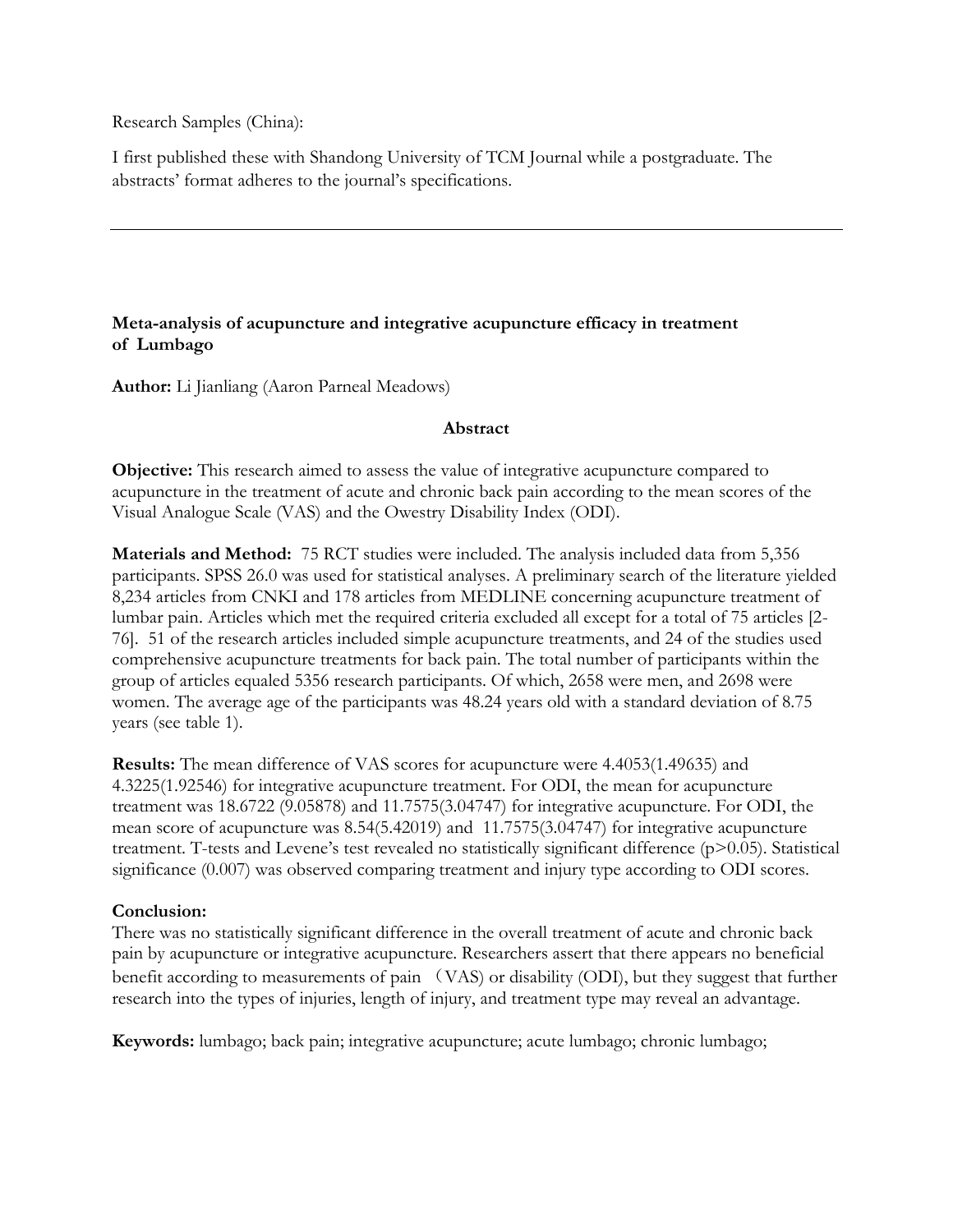Research Samples (China):

I first published these with Shandong University of TCM Journal while a postgraduate. The abstracts' format adheres to the journal's specifications.

---

**Meta-analysis of acupuncture and integrative acupuncture efficacy in treatment of Lumbago**

**Author:** Li Jianliang (Aaron Parneal Meadows)

**Abstract**

**Objective:** This research aimed to assess the value of integrative acupuncture compared to acupuncture in the treatment of acute and chronic back pain according to the mean scores of the Visual Analogue Scale (VAS) and the Owestry Disability Index (ODI).

**Materials and Method:** 75 RCT studies were included. The analysis included data from 5,356 participants. SPSS 26.0 was used for statistical analyses. A preliminary search of the literature yielded 8,234 articles from CNKI and 178 articles from MEDLINE concerning acupuncture treatment of lumbar pain. Articles which met the required criteria excluded all except for a total of 75 articles [2-76]. 51 of the research articles included simple acupuncture treatments, and 24 of the studies used comprehensive acupuncture treatments for back pain. The total number of participants within the group of articles equaled 5356 research participants. Of which, 2658 were men, and 2698 were women. The average age of the participants was 48.24 years old with a standard deviation of 8.75 years (see table 1).

**Results:** The mean difference of VAS scores for acupuncture were 4.4053(1.49635) and 4.3225(1.92546) for integrative acupuncture treatment. For ODI, the mean for acupuncture treatment was 18.6722 (9.05878) and 11.7575(3.04747) for integrative acupuncture. For ODI, the mean score of acupuncture was 8.54(5.42019) and 11.7575(3.04747) for integrative acupuncture treatment. T-tests and Levene's test revealed no statistically significant difference ($p>0.05$). Statistical significance (0.007) was observed comparing treatment and injury type according to ODI scores.

**Conclusion:**

There was no statistically significant difference in the overall treatment of acute and chronic back pain by acupuncture or integrative acupuncture. Researchers assert that there appears no beneficial benefit according to measurements of pain （VAS) or disability (ODI), but they suggest that further research into the types of injuries, length of injury, and treatment type may reveal an advantage.

**Keywords:** lumbago; back pain; integrative acupuncture; acute lumbago; chronic lumbago;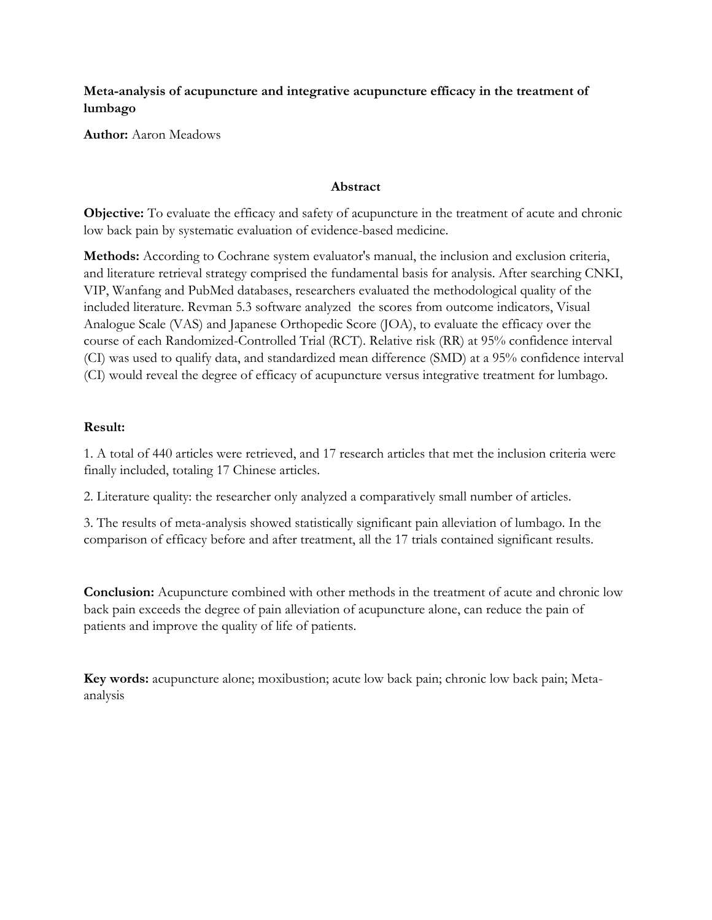**Meta-analysis of acupuncture and integrative acupuncture efficacy in the treatment of lumbago**

**Author:** Aaron Meadows

## Abstract

**Objective:** To evaluate the efficacy and safety of acupuncture in the treatment of acute and chronic low back pain by systematic evaluation of evidence-based medicine.

**Methods:** According to Cochrane system evaluator's manual, the inclusion and exclusion criteria, and literature retrieval strategy comprised the fundamental basis for analysis. After searching CNKI, VIP, Wanfang and PubMed databases, researchers evaluated the methodological quality of the included literature. Revman 5.3 software analyzed the scores from outcome indicators, Visual Analogue Scale (VAS) and Japanese Orthopedic Score (JOA), to evaluate the efficacy over the course of each Randomized-Controlled Trial (RCT). Relative risk (RR) at 95% confidence interval (CI) was used to qualify data, and standardized mean difference (SMD) at a 95% confidence interval (CI) would reveal the degree of efficacy of acupuncture versus integrative treatment for lumbago.

**Result:**

1. A total of 440 articles were retrieved, and 17 research articles that met the inclusion criteria were finally included, totaling 17 Chinese articles.

2. Literature quality: the researcher only analyzed a comparatively small number of articles.

3. The results of meta-analysis showed statistically significant pain alleviation of lumbago. In the comparison of efficacy before and after treatment, all the 17 trials contained significant results.

**Conclusion:** Acupuncture combined with other methods in the treatment of acute and chronic low back pain exceeds the degree of pain alleviation of acupuncture alone, can reduce the pain of patients and improve the quality of life of patients.

**Key words:** acupuncture alone; moxibustion; acute low back pain; chronic low back pain; Meta-analysis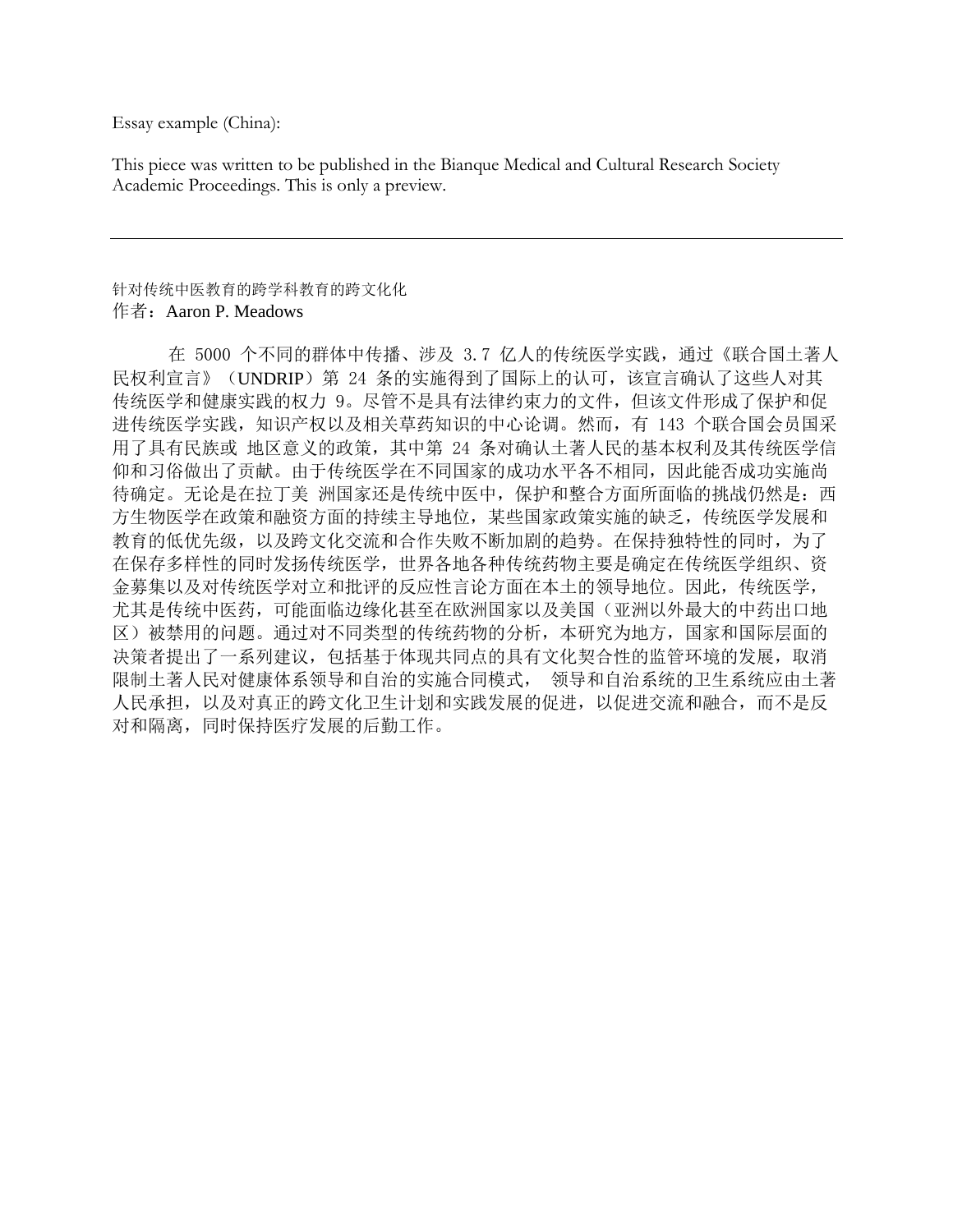Essay example (China):

This piece was written to be published in the Bianque Medical and Cultural Research Society Academic Proceedings. This is only a preview.

---

针对传统中医教育的跨学科教育的跨文化化

作者：Aaron P. Meadows

在 5000 个不同的群体中传播、涉及 3.7 亿人的传统医学实践，通过《联合国土著人民权利宣言》（UNDRIP）第 24 条的实施得到了国际上的认可，该宣言确认了这些人对其传统医学和健康实践的权力 9。尽管不是具有法律约束力的文件，但该文件形成了保护和促进传统医学实践，知识产权以及相关草药知识的中心论调。然而，有 143 个联合国会员国采用了具有民族或 地区意义的政策，其中第 24 条对确认土著人民的基本权利及其传统医学信仰和习俗做出了贡献。由于传统医学在不同国家的成功水平各不相同，因此能否成功实施尚待确定。无论是在拉丁美 洲国家还是传统中医中，保护和整合方面所面临的挑战仍然是：西方生物医学在政策和融资方面的持续主导地位，某些国家政策实施的缺乏，传统医学发展和教育的低优先级，以及跨文化交流和合作失败不断加剧的趋势。在保持独特性的同时，为了在保存多样性的同时发扬传统医学，世界各地各种传统药物主要是确定在传统医学组织、资金募集以及对传统医学对立和批评的反应性言论方面在本土的领导地位。因此，传统医学，尤其是传统中医药，可能面临边缘化甚至在欧洲国家以及美国（亚洲以外最大的中药出口地区）被禁用的问题。通过对不同类型的传统药物的分析，本研究为地方，国家和国际层面的决策者提出了一系列建议，包括基于体现共同点的具有文化契合性的监管环境的发展，取消限制土著人民对健康体系领导和自治的实施合同模式， 领导和自治系统的卫生系统应由土著人民承担，以及对真正的跨文化卫生计划和实践发展的促进，以促进交流和融合，而不是反对和隔离，同时保持医疗发展的后勤工作。